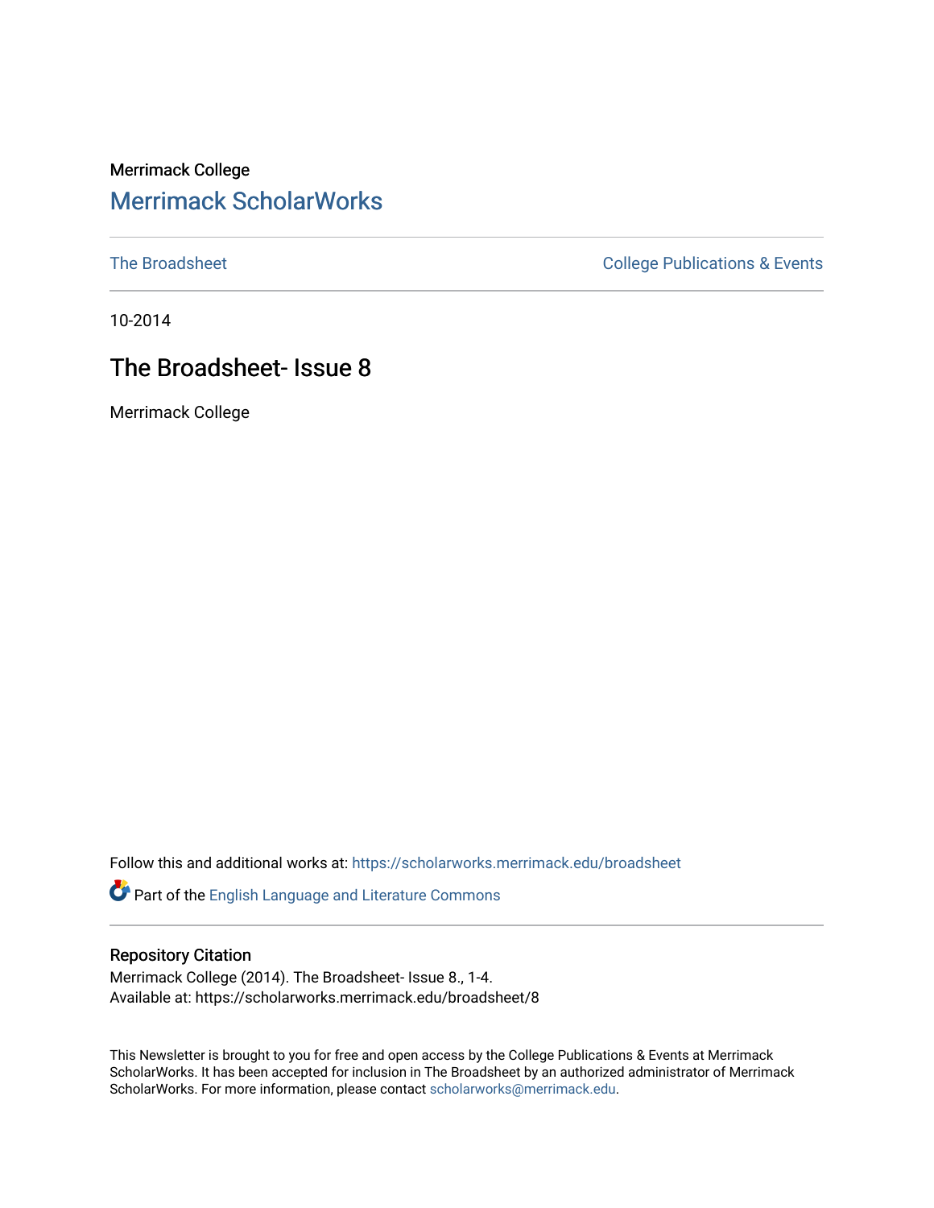Merrimack College

## Merrimack ScholarWorks

The Broadsheet | College Publications & Events

10-2014

# The Broadsheet- Issue 8

Merrimack College

Follow this and additional works at: https://scholarworks.merrimack.edu/broadsheet

Part of the English Language and Literature Commons

### Repository Citation

Merrimack College (2014). The Broadsheet- Issue 8., 1-4.
Available at: https://scholarworks.merrimack.edu/broadsheet/8

This Newsletter is brought to you for free and open access by the College Publications & Events at Merrimack ScholarWorks. It has been accepted for inclusion in The Broadsheet by an authorized administrator of Merrimack ScholarWorks. For more information, please contact scholarworks@merrimack.edu.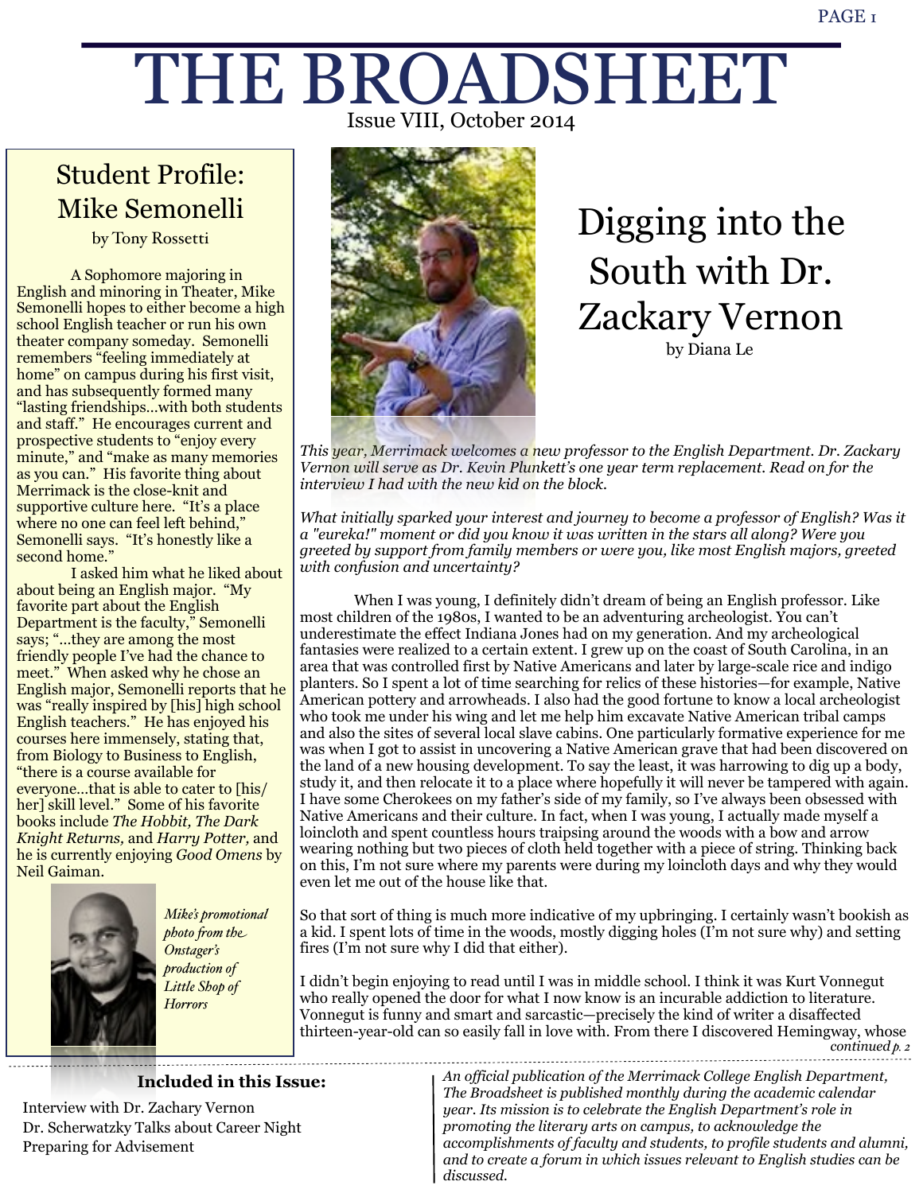# THE BROADSHEET

Issue VIII, October 2014

## Student Profile: Mike Semonelli

by Tony Rossetti

A Sophomore majoring in English and minoring in Theater, Mike Semonelli hopes to either become a high school English teacher or run his own theater company someday. Semonelli remembers "feeling immediately at home" on campus during his first visit, and has subsequently formed many "lasting friendships…with both students and staff." He encourages current and prospective students to "enjoy every minute," and "make as many memories as you can." His favorite thing about Merrimack is the close-knit and supportive culture here. "It's a place where no one can feel left behind," Semonelli says. "It's honestly like a second home."

I asked him what he liked about about being an English major. "My favorite part about the English Department is the faculty," Semonelli says; "…they are among the most friendly people I've had the chance to meet." When asked why he chose an English major, Semonelli reports that he was "really inspired by [his] high school English teachers." He has enjoyed his courses here immensely, stating that, from Biology to Business to English, "there is a course available for everyone…that is able to cater to [his/her] skill level." Some of his favorite books include *The Hobbit, The Dark Knight Returns,* and *Harry Potter,* and he is currently enjoying *Good Omens* by Neil Gaiman.

*Mike's promotional photo from the Onstager's production of Little Shop of Horrors*

## Digging into the South with Dr. Zackary Vernon

by Diana Le

*This year, Merrimack welcomes a new professor to the English Department. Dr. Zackary Vernon will serve as Dr. Kevin Plunkett's one year term replacement. Read on for the interview I had with the new kid on the block.*

*What initially sparked your interest and journey to become a professor of English? Was it a "eureka!" moment or did you know it was written in the stars all along? Were you greeted by support from family members or were you, like most English majors, greeted with confusion and uncertainty?*

When I was young, I definitely didn't dream of being an English professor. Like most children of the 1980s, I wanted to be an adventuring archeologist. You can't underestimate the effect Indiana Jones had on my generation. And my archeological fantasies were realized to a certain extent. I grew up on the coast of South Carolina, in an area that was controlled first by Native Americans and later by large-scale rice and indigo planters. So I spent a lot of time searching for relics of these histories—for example, Native American pottery and arrowheads. I also had the good fortune to know a local archeologist who took me under his wing and let me help him excavate Native American tribal camps and also the sites of several local slave cabins. One particularly formative experience for me was when I got to assist in uncovering a Native American grave that had been discovered on the land of a new housing development. To say the least, it was harrowing to dig up a body, study it, and then relocate it to a place where hopefully it will never be tampered with again. I have some Cherokees on my father's side of my family, so I've always been obsessed with Native Americans and their culture. In fact, when I was young, I actually made myself a loincloth and spent countless hours traipsing around the woods with a bow and arrow wearing nothing but two pieces of cloth held together with a piece of string. Thinking back on this, I'm not sure where my parents were during my loincloth days and why they would even let me out of the house like that.

So that sort of thing is much more indicative of my upbringing. I certainly wasn't bookish as a kid. I spent lots of time in the woods, mostly digging holes (I'm not sure why) and setting fires (I'm not sure why I did that either).

I didn't begin enjoying to read until I was in middle school. I think it was Kurt Vonnegut who really opened the door for what I now know is an incurable addiction to literature. Vonnegut is funny and smart and sarcastic—precisely the kind of writer a disaffected thirteen-year-old can so easily fall in love with. From there I discovered Hemingway, whose

*continued p. 2*

**Included in this Issue:**

Interview with Dr. Zachary Vernon
Dr. Scherwatzky Talks about Career Night
Preparing for Advisement

*An official publication of the Merrimack College English Department, The Broadsheet is published monthly during the academic calendar year. Its mission is to celebrate the English Department's role in promoting the literary arts on campus, to acknowledge the accomplishments of faculty and students, to profile students and alumni, and to create a forum in which issues relevant to English studies can be discussed.*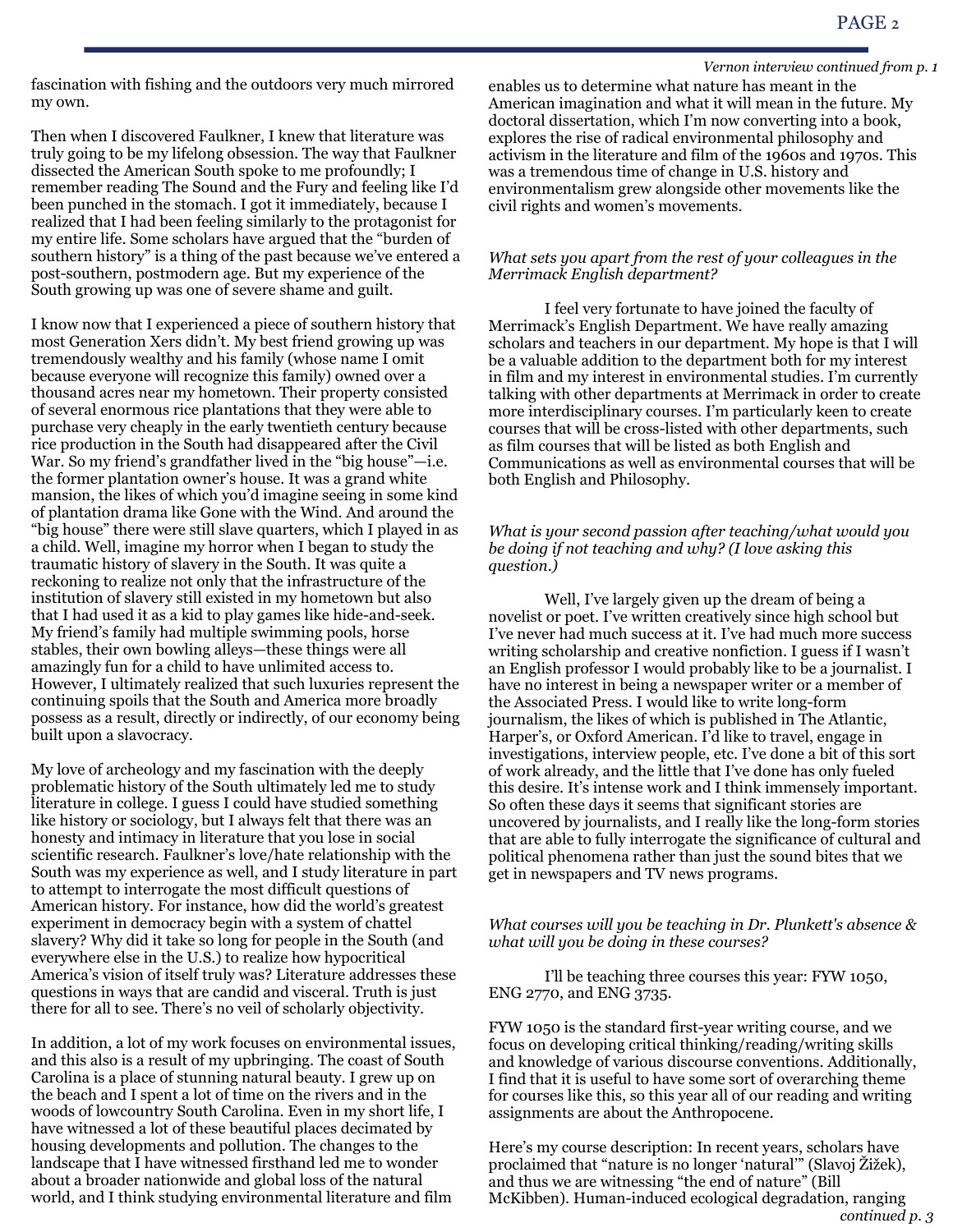*Vernon interview continued from p. 1*

fascination with fishing and the outdoors very much mirrored my own.

Then when I discovered Faulkner, I knew that literature was truly going to be my lifelong obsession. The way that Faulkner dissected the American South spoke to me profoundly; I remember reading The Sound and the Fury and feeling like I'd been punched in the stomach. I got it immediately, because I realized that I had been feeling similarly to the protagonist for my entire life. Some scholars have argued that the "burden of southern history" is a thing of the past because we've entered a post-southern, postmodern age. But my experience of the South growing up was one of severe shame and guilt.

I know now that I experienced a piece of southern history that most Generation Xers didn't. My best friend growing up was tremendously wealthy and his family (whose name I omit because everyone will recognize this family) owned over a thousand acres near my hometown. Their property consisted of several enormous rice plantations that they were able to purchase very cheaply in the early twentieth century because rice production in the South had disappeared after the Civil War. So my friend's grandfather lived in the "big house"—i.e. the former plantation owner's house. It was a grand white mansion, the likes of which you'd imagine seeing in some kind of plantation drama like Gone with the Wind. And around the "big house" there were still slave quarters, which I played in as a child. Well, imagine my horror when I began to study the traumatic history of slavery in the South. It was quite a reckoning to realize not only that the infrastructure of the institution of slavery still existed in my hometown but also that I had used it as a kid to play games like hide-and-seek. My friend's family had multiple swimming pools, horse stables, their own bowling alleys—these things were all amazingly fun for a child to have unlimited access to. However, I ultimately realized that such luxuries represent the continuing spoils that the South and America more broadly possess as a result, directly or indirectly, of our economy being built upon a slavocracy.

My love of archeology and my fascination with the deeply problematic history of the South ultimately led me to study literature in college. I guess I could have studied something like history or sociology, but I always felt that there was an honesty and intimacy in literature that you lose in social scientific research. Faulkner's love/hate relationship with the South was my experience as well, and I study literature in part to attempt to interrogate the most difficult questions of American history. For instance, how did the world's greatest experiment in democracy begin with a system of chattel slavery? Why did it take so long for people in the South (and everywhere else in the U.S.) to realize how hypocritical America's vision of itself truly was? Literature addresses these questions in ways that are candid and visceral. Truth is just there for all to see. There's no veil of scholarly objectivity.

In addition, a lot of my work focuses on environmental issues, and this also is a result of my upbringing. The coast of South Carolina is a place of stunning natural beauty. I grew up on the beach and I spent a lot of time on the rivers and in the woods of lowcountry South Carolina. Even in my short life, I have witnessed a lot of these beautiful places decimated by housing developments and pollution. The changes to the landscape that I have witnessed firsthand led me to wonder about a broader nationwide and global loss of the natural world, and I think studying environmental literature and film enables us to determine what nature has meant in the American imagination and what it will mean in the future. My doctoral dissertation, which I'm now converting into a book, explores the rise of radical environmental philosophy and activism in the literature and film of the 1960s and 1970s. This was a tremendous time of change in U.S. history and environmentalism grew alongside other movements like the civil rights and women's movements.

*What sets you apart from the rest of your colleagues in the Merrimack English department?*

I feel very fortunate to have joined the faculty of Merrimack's English Department. We have really amazing scholars and teachers in our department. My hope is that I will be a valuable addition to the department both for my interest in film and my interest in environmental studies. I'm currently talking with other departments at Merrimack in order to create more interdisciplinary courses. I'm particularly keen to create courses that will be cross-listed with other departments, such as film courses that will be listed as both English and Communications as well as environmental courses that will be both English and Philosophy.

*What is your second passion after teaching/what would you be doing if not teaching and why? (I love asking this question.)*

Well, I've largely given up the dream of being a novelist or poet. I've written creatively since high school but I've never had much success at it. I've had much more success writing scholarship and creative nonfiction. I guess if I wasn't an English professor I would probably like to be a journalist. I have no interest in being a newspaper writer or a member of the Associated Press. I would like to write long-form journalism, the likes of which is published in The Atlantic, Harper's, or Oxford American. I'd like to travel, engage in investigations, interview people, etc. I've done a bit of this sort of work already, and the little that I've done has only fueled this desire. It's intense work and I think immensely important. So often these days it seems that significant stories are uncovered by journalists, and I really like the long-form stories that are able to fully interrogate the significance of cultural and political phenomena rather than just the sound bites that we get in newspapers and TV news programs.

*What courses will you be teaching in Dr. Plunkett's absence & what will you be doing in these courses?*

I'll be teaching three courses this year: FYW 1050, ENG 2770, and ENG 3735.

FYW 1050 is the standard first-year writing course, and we focus on developing critical thinking/reading/writing skills and knowledge of various discourse conventions. Additionally, I find that it is useful to have some sort of overarching theme for courses like this, so this year all of our reading and writing assignments are about the Anthropocene.

Here's my course description: In recent years, scholars have proclaimed that "nature is no longer 'natural'" (Slavoj Žižek), and thus we are witnessing "the end of nature" (Bill McKibben). Human-induced ecological degradation, ranging

*continued p. 3*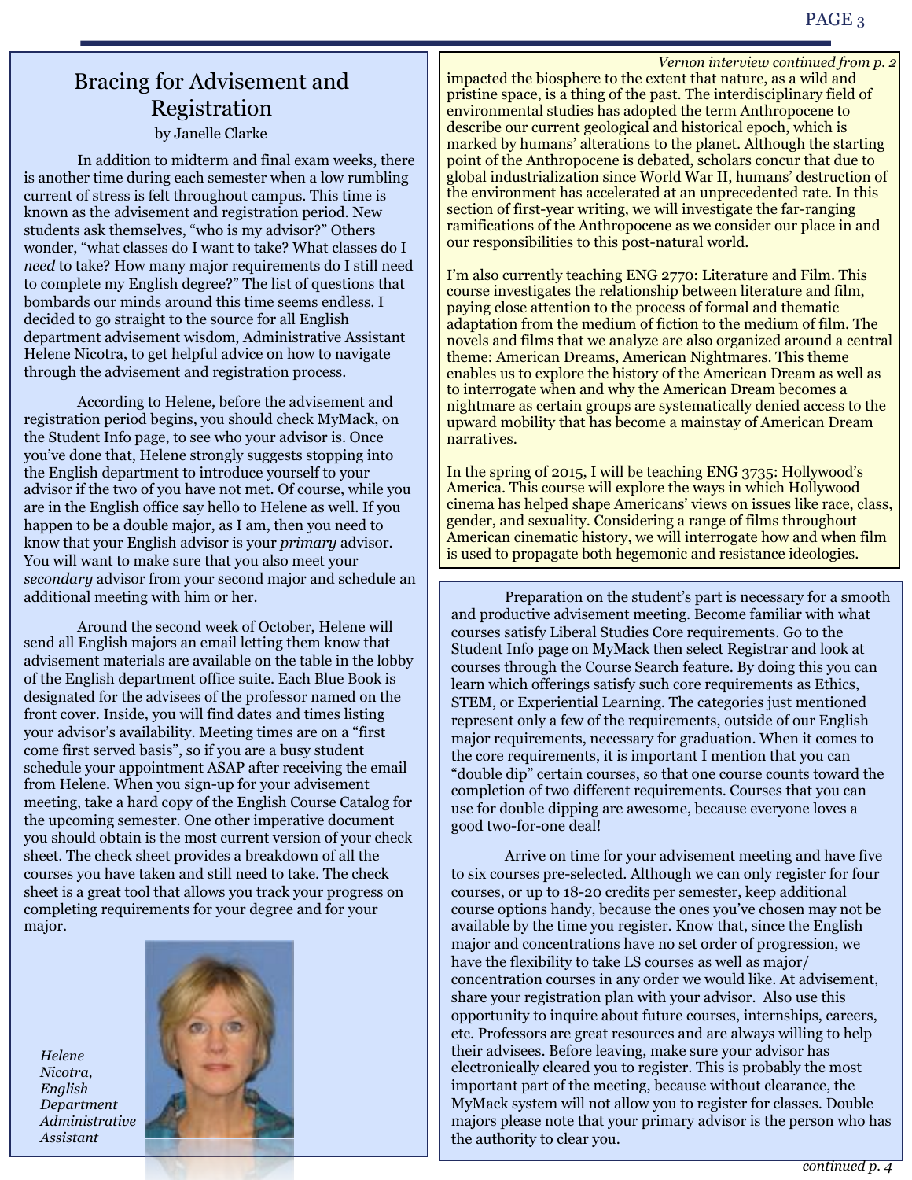## Bracing for Advisement and Registration

by Janelle Clarke

In addition to midterm and final exam weeks, there is another time during each semester when a low rumbling current of stress is felt throughout campus. This time is known as the advisement and registration period. New students ask themselves, "who is my advisor?" Others wonder, "what classes do I want to take? What classes do I *need* to take? How many major requirements do I still need to complete my English degree?" The list of questions that bombards our minds around this time seems endless. I decided to go straight to the source for all English department advisement wisdom, Administrative Assistant Helene Nicotra, to get helpful advice on how to navigate through the advisement and registration process.

According to Helene, before the advisement and registration period begins, you should check MyMack, on the Student Info page, to see who your advisor is. Once you've done that, Helene strongly suggests stopping into the English department to introduce yourself to your advisor if the two of you have not met. Of course, while you are in the English office say hello to Helene as well. If you happen to be a double major, as I am, then you need to know that your English advisor is your *primary* advisor. You will want to make sure that you also meet your *secondary* advisor from your second major and schedule an additional meeting with him or her.

Around the second week of October, Helene will send all English majors an email letting them know that advisement materials are available on the table in the lobby of the English department office suite. Each Blue Book is designated for the advisees of the professor named on the front cover. Inside, you will find dates and times listing your advisor's availability. Meeting times are on a "first come first served basis", so if you are a busy student schedule your appointment ASAP after receiving the email from Helene. When you sign-up for your advisement meeting, take a hard copy of the English Course Catalog for the upcoming semester. One other imperative document you should obtain is the most current version of your check sheet. The check sheet provides a breakdown of all the courses you have taken and still need to take. The check sheet is a great tool that allows you track your progress on completing requirements for your degree and for your major.

*Helene Nicotra, English Department Administrative Assistant*

Preparation on the student's part is necessary for a smooth and productive advisement meeting. Become familiar with what courses satisfy Liberal Studies Core requirements. Go to the Student Info page on MyMack then select Registrar and look at courses through the Course Search feature. By doing this you can learn which offerings satisfy such core requirements as Ethics, STEM, or Experiential Learning. The categories just mentioned represent only a few of the requirements, outside of our English major requirements, necessary for graduation. When it comes to the core requirements, it is important I mention that you can "double dip" certain courses, so that one course counts toward the completion of two different requirements. Courses that you can use for double dipping are awesome, because everyone loves a good two-for-one deal!

Arrive on time for your advisement meeting and have five to six courses pre-selected. Although we can only register for four courses, or up to 18-20 credits per semester, keep additional course options handy, because the ones you've chosen may not be available by the time you register. Know that, since the English major and concentrations have no set order of progression, we have the flexibility to take LS courses as well as major/concentration courses in any order we would like. At advisement, share your registration plan with your advisor. Also use this opportunity to inquire about future courses, internships, careers, etc. Professors are great resources and are always willing to help their advisees. Before leaving, make sure your advisor has electronically cleared you to register. This is probably the most important part of the meeting, because without clearance, the MyMack system will not allow you to register for classes. Double majors please note that your primary advisor is the person who has the authority to clear you.

*continued p. 4*

---

*Vernon interview continued from p. 2*

impacted the biosphere to the extent that nature, as a wild and pristine space, is a thing of the past. The interdisciplinary field of environmental studies has adopted the term Anthropocene to describe our current geological and historical epoch, which is marked by humans' alterations to the planet. Although the starting point of the Anthropocene is debated, scholars concur that due to global industrialization since World War II, humans' destruction of the environment has accelerated at an unprecedented rate. In this section of first-year writing, we will investigate the far-ranging ramifications of the Anthropocene as we consider our place in and our responsibilities to this post-natural world.

I'm also currently teaching ENG 2770: Literature and Film. This course investigates the relationship between literature and film, paying close attention to the process of formal and thematic adaptation from the medium of fiction to the medium of film. The novels and films that we analyze are also organized around a central theme: American Dreams, American Nightmares. This theme enables us to explore the history of the American Dream as well as to interrogate when and why the American Dream becomes a nightmare as certain groups are systematically denied access to the upward mobility that has become a mainstay of American Dream narratives.

In the spring of 2015, I will be teaching ENG 3735: Hollywood's America. This course will explore the ways in which Hollywood cinema has helped shape Americans' views on issues like race, class, gender, and sexuality. Considering a range of films throughout American cinematic history, we will interrogate how and when film is used to propagate both hegemonic and resistance ideologies.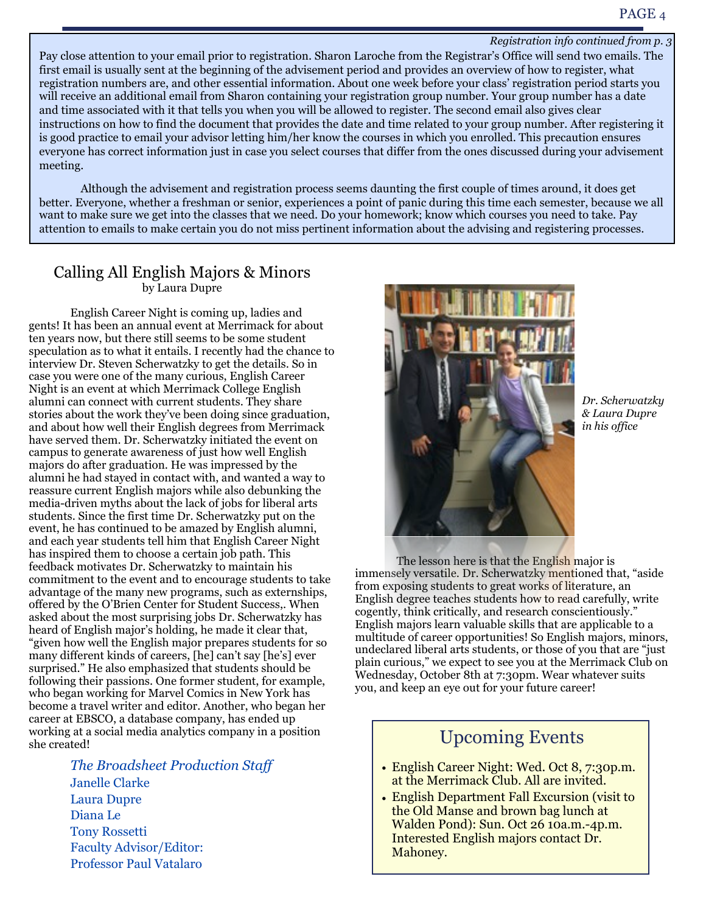*Registration info continued from p. 3*

Pay close attention to your email prior to registration. Sharon Laroche from the Registrar's Office will send two emails. The first email is usually sent at the beginning of the advisement period and provides an overview of how to register, what registration numbers are, and other essential information. About one week before your class' registration period starts you will receive an additional email from Sharon containing your registration group number. Your group number has a date and time associated with it that tells you when you will be allowed to register. The second email also gives clear instructions on how to find the document that provides the date and time related to your group number. After registering it is good practice to email your advisor letting him/her know the courses in which you enrolled. This precaution ensures everyone has correct information just in case you select courses that differ from the ones discussed during your advisement meeting.

Although the advisement and registration process seems daunting the first couple of times around, it does get better. Everyone, whether a freshman or senior, experiences a point of panic during this time each semester, because we all want to make sure we get into the classes that we need. Do your homework; know which courses you need to take. Pay attention to emails to make certain you do not miss pertinent information about the advising and registering processes.

## Calling All English Majors & Minors

by Laura Dupre

English Career Night is coming up, ladies and gents! It has been an annual event at Merrimack for about ten years now, but there still seems to be some student speculation as to what it entails. I recently had the chance to interview Dr. Steven Scherwatzky to get the details. So in case you were one of the many curious, English Career Night is an event at which Merrimack College English alumni can connect with current students. They share stories about the work they've been doing since graduation, and about how well their English degrees from Merrimack have served them. Dr. Scherwatzky initiated the event on campus to generate awareness of just how well English majors do after graduation. He was impressed by the alumni he had stayed in contact with, and wanted a way to reassure current English majors while also debunking the media-driven myths about the lack of jobs for liberal arts students. Since the first time Dr. Scherwatzky put on the event, he has continued to be amazed by English alumni, and each year students tell him that English Career Night has inspired them to choose a certain job path. This feedback motivates Dr. Scherwatzky to maintain his commitment to the event and to encourage students to take advantage of the many new programs, such as externships, offered by the O'Brien Center for Student Success,. When asked about the most surprising jobs Dr. Scherwatzky has heard of English major's holding, he made it clear that, "given how well the English major prepares students for so many different kinds of careers, [he] can't say [he's] ever surprised." He also emphasized that students should be following their passions. One former student, for example, who began working for Marvel Comics in New York has become a travel writer and editor. Another, who began her career at EBSCO, a database company, has ended up working at a social media analytics company in a position she created!

*Dr. Scherwatzky & Laura Dupre in his office*

The lesson here is that the English major is immensely versatile. Dr. Scherwatzky mentioned that, "aside from exposing students to great works of literature, an English degree teaches students how to read carefully, write cogently, think critically, and research conscientiously." English majors learn valuable skills that are applicable to a multitude of career opportunities! So English majors, minors, undeclared liberal arts students, or those of you that are "just plain curious," we expect to see you at the Merrimack Club on Wednesday, October 8th at 7:30pm. Wear whatever suits you, and keep an eye out for your future career!

*The Broadsheet Production Staff*

Janelle Clarke
Laura Dupre
Diana Le
Tony Rossetti
Faculty Advisor/Editor:
Professor Paul Vatalaro

## Upcoming Events

- English Career Night: Wed. Oct 8, 7:30p.m. at the Merrimack Club. All are invited.
- English Department Fall Excursion (visit to the Old Manse and brown bag lunch at Walden Pond): Sun. Oct 26 10a.m.-4p.m. Interested English majors contact Dr. Mahoney.